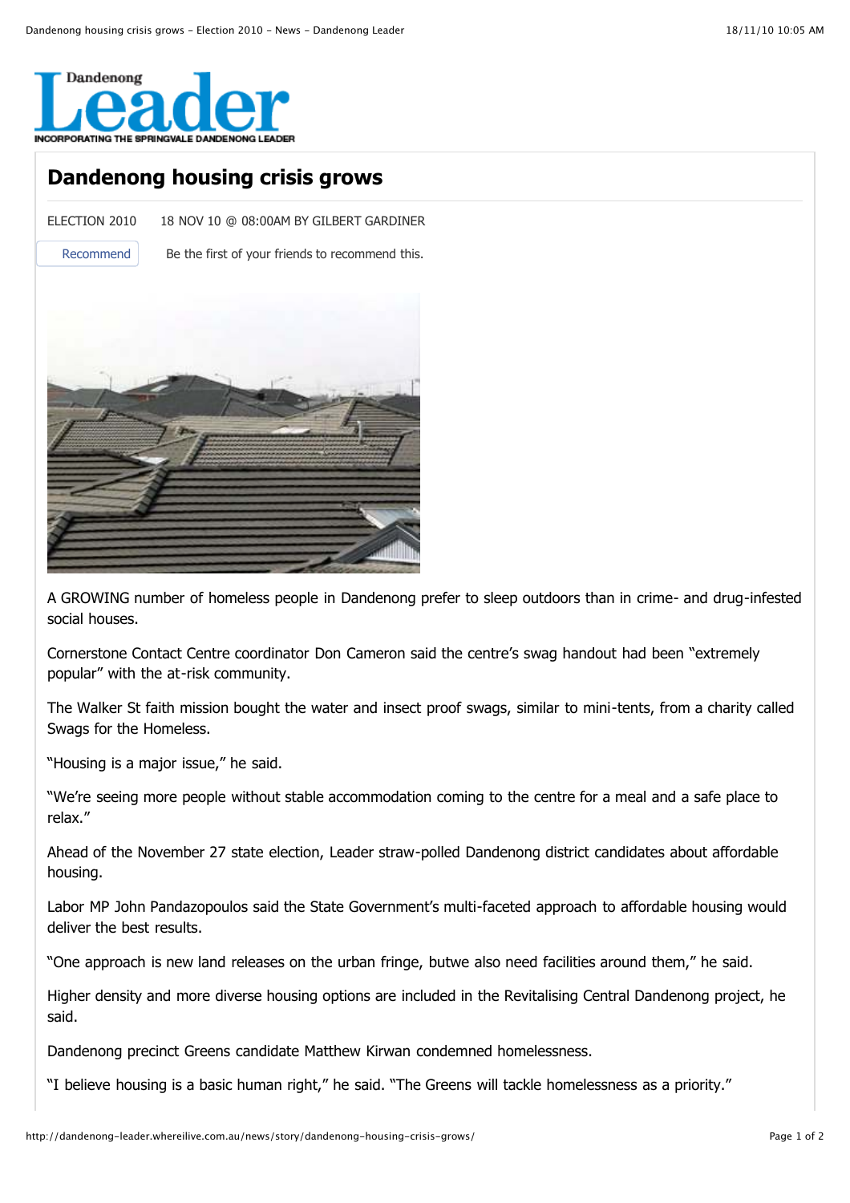# Dandenong housing crisis grows

ELECTION 2010 18 NOV 10 @ 08:00AM BY GILBERT GARDINER

A GROWING number of homeless people in Dandenong prefer to sleep outdoors than in crime- and drug-infested social houses.

Cornerstone Contact Centre coordinator Don Cameron said the centre's swag handout had been "extremely popular" with the at-risk community.

The Walker St faith mission bought the water and insect proof swags, similar to mini-tents, from a charity called Swags for the Homeless.

"Housing is a major issue," he said.

"We're seeing more people without stable accommodation coming to the centre for a meal and a safe place to relax."

Ahead of the November 27 state election, Leader straw-polled Dandenong district candidates about affordable housing.

Labor MP John Pandazopoulos said the State Government's multi-faceted approach to affordable housing would deliver the best results.

"One approach is new land releases on the urban fringe, butwe also need facilities around them," he said.

Higher density and more diverse housing options are included in the Revitalising Central Dandenong project, he said.

Dandenong precinct Greens candidate Matthew Kirwan condemned homelessness.

"I believe housing is a basic human right," he said. "The Greens will tackle homelessness as a priority."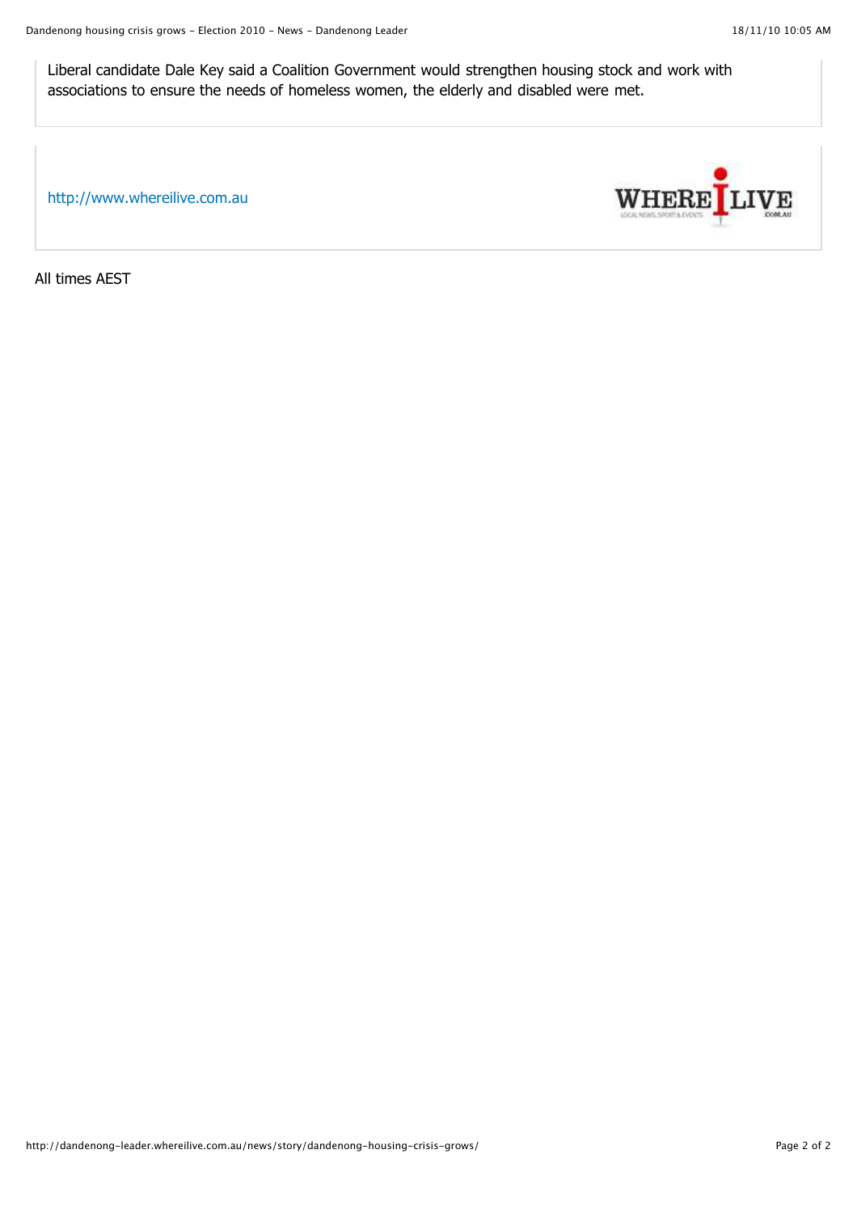Liberal candidate Dale Key said a Coalition Government would strengthen housing stock and work with associations to ensure the needs of homeless women, the elderly and disabled were met.

http://www.whereilive.com.au

All times AEST